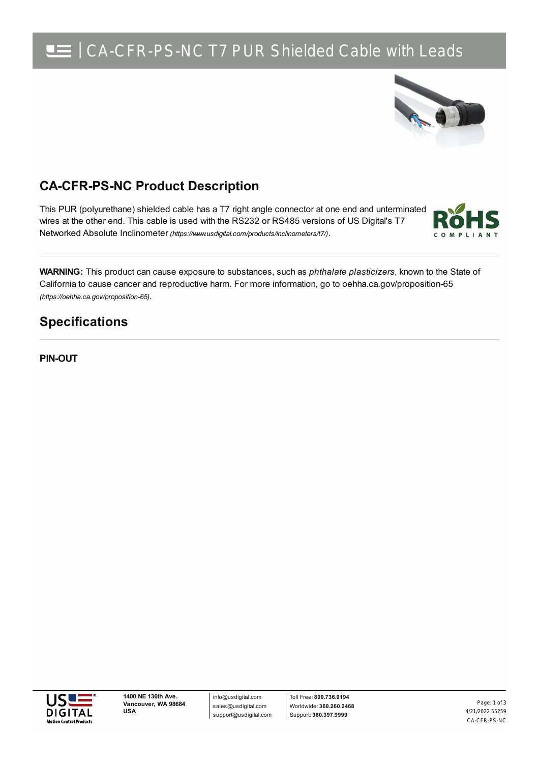# CA-CFR-PS-NC T7 PUR Shielded Cable with Leads

## CA-CFR-PS-NC Product Description

This PUR (polyurethane) shielded cable has a T7 right angle connector at one end and unterminated wires at the other end. This cable is used with the RS232 or RS485 versions of US Digital's T7 Networked Absolute Inclinometer *(https://www.usdigital.com/products/inclinometers/t7/)*.

**WARNING:** This product can cause exposure to substances, such as *phthalate plasticizers*, known to the State of California to cause cancer and reproductive harm. For more information, go to oehha.ca.gov/proposition-65 *(https://oehha.ca.gov/proposition-65)*.

## Specifications

**PIN-OUT**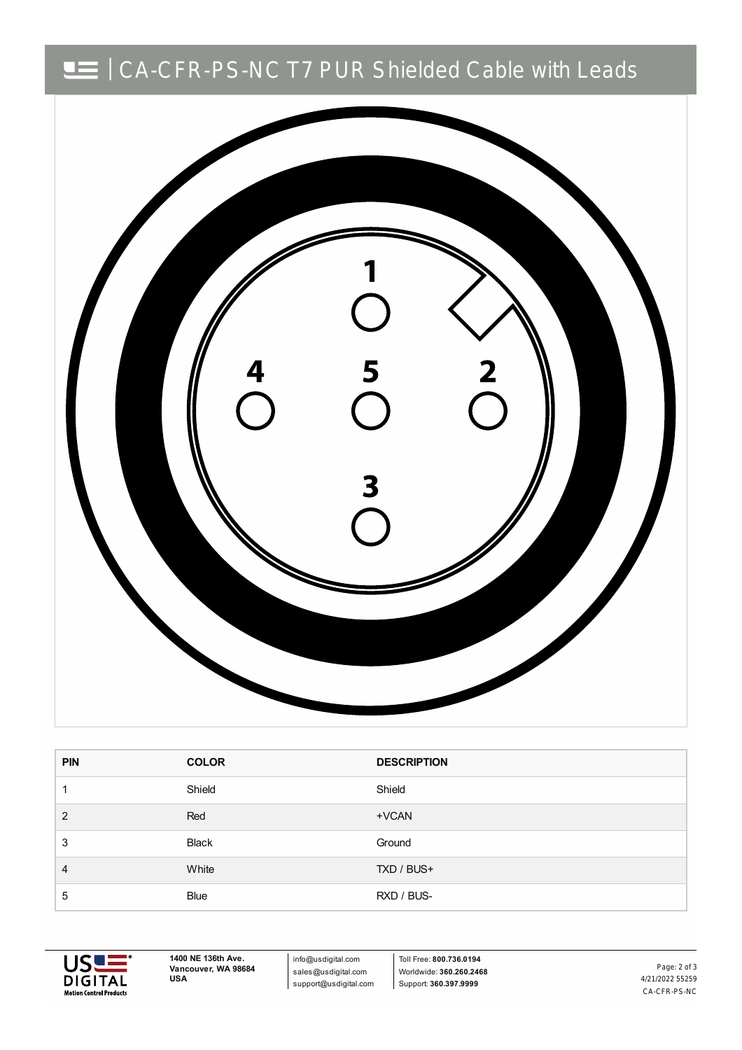# CA-CFR-PS-NC T7 PUR Shielded Cable with Leads

1

4 5 2

3

| PIN | COLOR | DESCRIPTION |
| --- | --- | --- |
| 1 | Shield | Shield |
| 2 | Red | +VCAN |
| 3 | Black | Ground |
| 4 | White | TXD / BUS+ |
| 5 | Blue | RXD / BUS- |

**1400 NE 136th Ave.**
**Vancouver, WA 98684**
**USA**

info@usdigital.com
sales@usdigital.com
support@usdigital.com

Toll Free: **800.736.0194**
Worldwide: **360.260.2468**
Support: **360.397.9999**

4/21/2022 55259
CA-CFR-PS-NC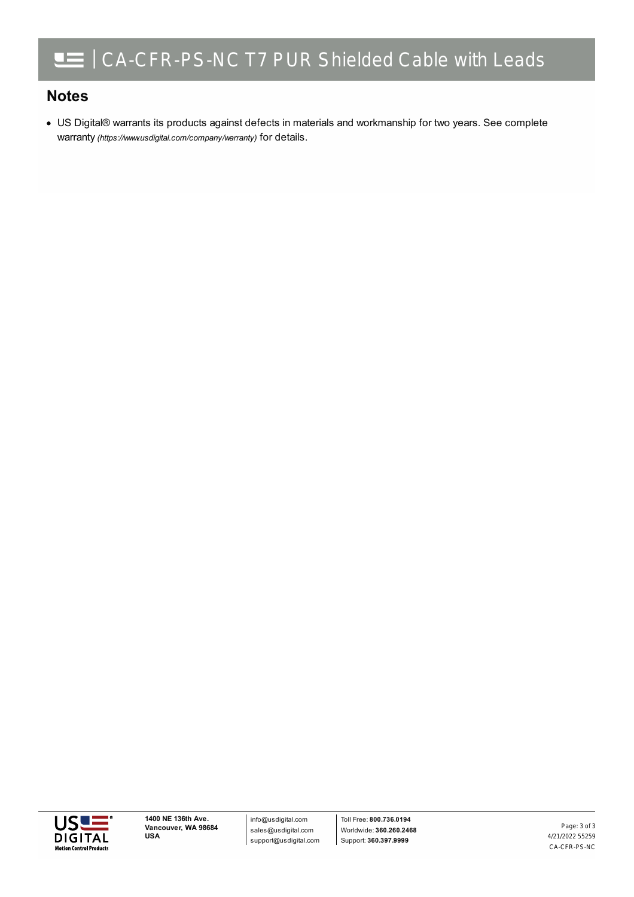## Notes

- US Digital® warrants its products against defects in materials and workmanship for two years. See complete warranty *(https://www.usdigital.com/company/warranty)* for details.